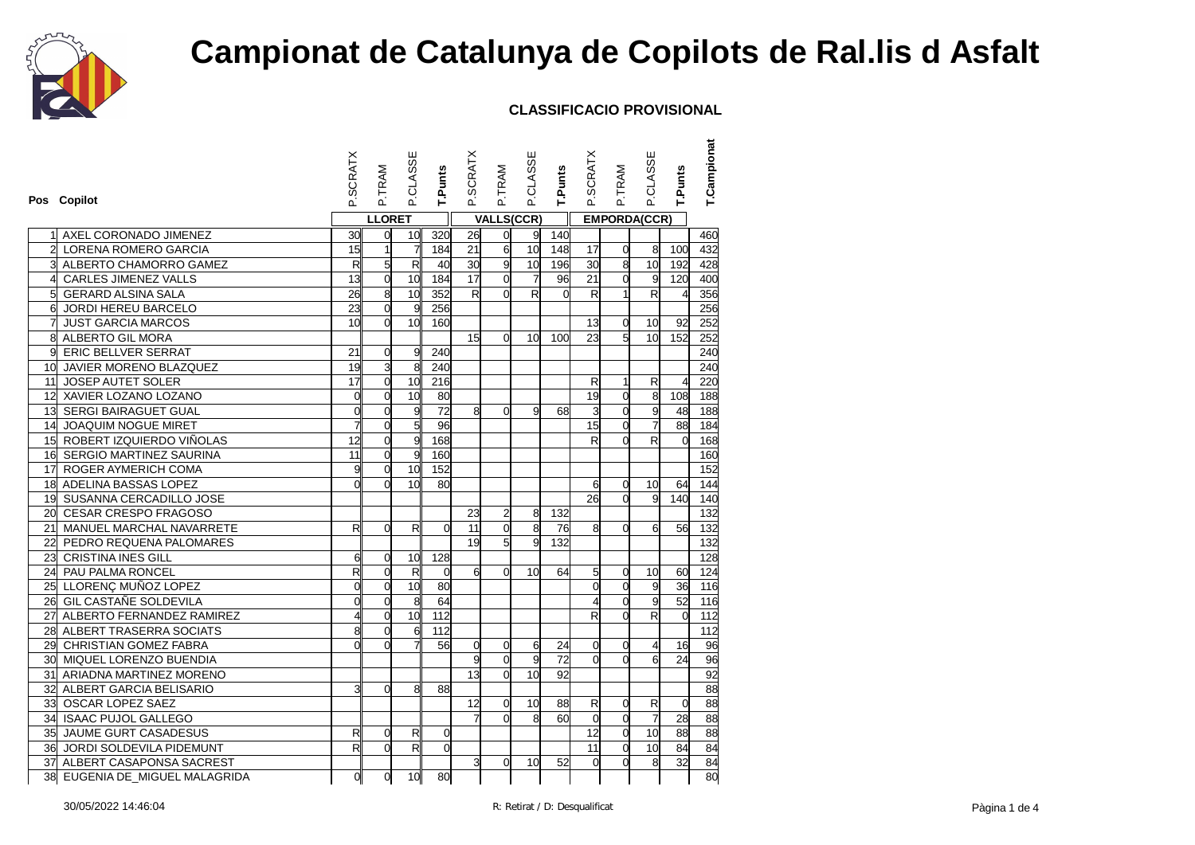# Campionat de Catalunya de Copilots de Ral.lis d Asfalt

**CLASSIFICACIO PROVISIONAL**

| Pos | Copilot | LLORET | | | | VALLS(CCR) | | | | EMPORDA(CCR) | | | | T.Campionat |
|---|---|---|---|---|---|---|---|---|---|---|---|---|---|---|
| | | P.SCRATX | P.TRAM | P.CLASSE | T.Punts | P.SCRATX | P.TRAM | P.CLASSE | T.Punts | P.SCRATX | P.TRAM | P.CLASSE | T.Punts | |
| 1 | AXEL CORONADO JIMENEZ | 30 | 0 | 10 | 320 | 26 | 0 | 9 | 140 | | | | | 460 |
| 2 | LORENA ROMERO GARCIA | 15 | 1 | 7 | 184 | 21 | 6 | 10 | 148 | 17 | 0 | 8 | 100 | 432 |
| 3 | ALBERTO CHAMORRO GAMEZ | R | 5 | R | 40 | 30 | 9 | 10 | 196 | 30 | 8 | 10 | 192 | 428 |
| 4 | CARLES JIMENEZ VALLS | 13 | 0 | 10 | 184 | 17 | 0 | 7 | 96 | 21 | 0 | 9 | 120 | 400 |
| 5 | GERARD ALSINA SALA | 26 | 8 | 10 | 352 | R | 0 | R | 0 | R | 1 | R | 4 | 356 |
| 6 | JORDI HEREU BARCELO | 23 | 0 | 9 | 256 | | | | | | | | | 256 |
| 7 | JUST GARCIA MARCOS | 10 | 0 | 10 | 160 | | | | | 13 | 0 | 10 | 92 | 252 |
| 8 | ALBERTO GIL MORA | | | | | 15 | 0 | 10 | 100 | 23 | 5 | 10 | 152 | 252 |
| 9 | ERIC BELLVER SERRAT | 21 | 0 | 9 | 240 | | | | | | | | | 240 |
| 10 | JAVIER MORENO BLAZQUEZ | 19 | 3 | 8 | 240 | | | | | | | | | 240 |
| 11 | JOSEP AUTET SOLER | 17 | 0 | 10 | 216 | | | | | R | 1 | R | 4 | 220 |
| 12 | XAVIER LOZANO LOZANO | 0 | 0 | 10 | 80 | | | | | 19 | 0 | 8 | 108 | 188 |
| 13 | SERGI BAIRAGUET GUAL | 0 | 0 | 9 | 72 | 8 | 0 | 9 | 68 | 3 | 0 | 9 | 48 | 188 |
| 14 | JOAQUIM NOGUE MIRET | 7 | 0 | 5 | 96 | | | | | 15 | 0 | 7 | 88 | 184 |
| 15 | ROBERT IZQUIERDO VIÑOLAS | 12 | 0 | 9 | 168 | | | | | R | 0 | R | 0 | 168 |
| 16 | SERGIO MARTINEZ SAURINA | 11 | 0 | 9 | 160 | | | | | | | | | 160 |
| 17 | ROGER AYMERICH COMA | 9 | 0 | 10 | 152 | | | | | | | | | 152 |
| 18 | ADELINA BASSAS LOPEZ | 0 | 0 | 10 | 80 | | | | | 6 | 0 | 10 | 64 | 144 |
| 19 | SUSANNA CERCADILLO JOSE | | | | | | | | | 26 | 0 | 9 | 140 | 140 |
| 20 | CESAR CRESPO FRAGOSO | | | | | 23 | 2 | 8 | 132 | | | | | 132 |
| 21 | MANUEL MARCHAL NAVARRETE | R | 0 | R | 0 | 11 | 0 | 8 | 76 | 8 | 0 | 6 | 56 | 132 |
| 22 | PEDRO REQUENA PALOMARES | | | | | 19 | 5 | 9 | 132 | | | | | 132 |
| 23 | CRISTINA INES GILL | 6 | 0 | 10 | 128 | | | | | | | | | 128 |
| 24 | PAU PALMA RONCEL | R | 0 | R | 0 | 6 | 0 | 10 | 64 | 5 | 0 | 10 | 60 | 124 |
| 25 | LLORENÇ MUÑOZ LOPEZ | 0 | 0 | 10 | 80 | | | | | 0 | 0 | 9 | 36 | 116 |
| 26 | GIL CASTAÑE SOLDEVILA | 0 | 0 | 8 | 64 | | | | | 4 | 0 | 9 | 52 | 116 |
| 27 | ALBERTO FERNANDEZ RAMIREZ | 4 | 0 | 10 | 112 | | | | | R | 0 | R | 0 | 112 |
| 28 | ALBERT TRASERRA SOCIATS | 8 | 0 | 6 | 112 | | | | | | | | | 112 |
| 29 | CHRISTIAN GOMEZ FABRA | 0 | 0 | 7 | 56 | 0 | 0 | 6 | 24 | 0 | 0 | 4 | 16 | 96 |
| 30 | MIQUEL LORENZO BUENDIA | | | | | 9 | 0 | 9 | 72 | 0 | 0 | 6 | 24 | 96 |
| 31 | ARIADNA MARTINEZ MORENO | | | | | 13 | 0 | 10 | 92 | | | | | 92 |
| 32 | ALBERT GARCIA BELISARIO | 3 | 0 | 8 | 88 | | | | | | | | | 88 |
| 33 | OSCAR LOPEZ SAEZ | | | | | 12 | 0 | 10 | 88 | R | 0 | R | 0 | 88 |
| 34 | ISAAC PUJOL GALLEGO | | | | | 7 | 0 | 8 | 60 | 0 | 0 | 7 | 28 | 88 |
| 35 | JAUME GURT CASADESUS | R | 0 | R | 0 | | | | | 12 | 0 | 10 | 88 | 88 |
| 36 | JORDI SOLDEVILA PIDEMUNT | R | 0 | R | 0 | | | | | 11 | 0 | 10 | 84 | 84 |
| 37 | ALBERT CASAPONSA SACREST | | | | | 3 | 0 | 10 | 52 | 0 | 0 | 8 | 32 | 84 |
| 38 | EUGENIA DE_MIGUEL MALAGRIDA | 0 | 0 | 10 | 80 | | | | | | | | | 80 |

30/05/2022 14:46:04

R: Retirat / D: Desqualificat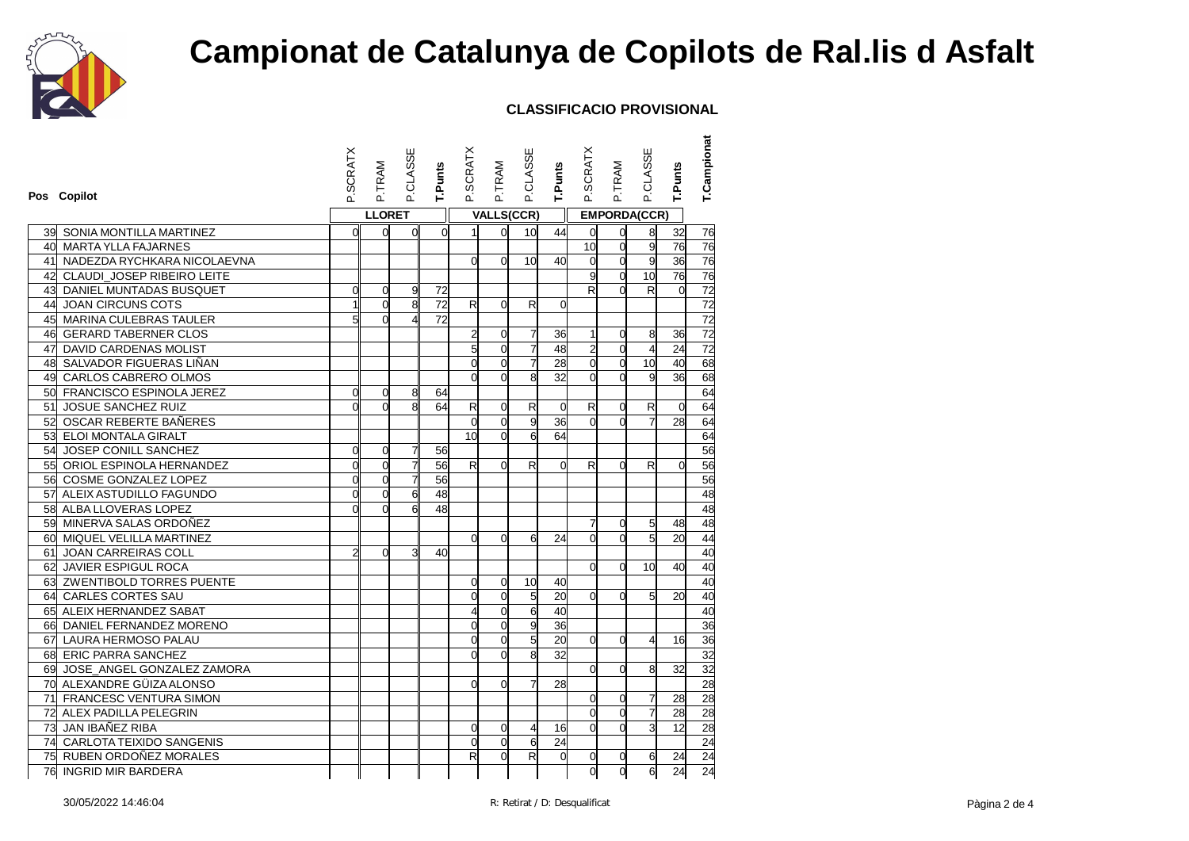# Campionat de Catalunya de Copilots de Ral.lis d Asfalt

### CLASSIFICACIO PROVISIONAL

| Pos | Copilot | P.SCRATX | P.TRAM | P.CLASSE | T.Punts | P.SCRATX | P.TRAM | P.CLASSE | T.Punts | P.SCRATX | P.TRAM | P.CLASSE | T.Punts | T.Campionat |
|---|---|---|---|---|---|---|---|---|---|---|---|---|---|---|
| | | LLORET | | | | VALLS(CCR) | | | | EMPORDA(CCR) | | | | |
| 39 | SONIA MONTILLA MARTINEZ | 0 | 0 | 0 | 0 | 1 | 0 | 10 | 44 | 0 | 0 | 8 | 32 | 76 |
| 40 | MARTA YLLA FAJARNES | | | | | | | | | 10 | 0 | 9 | 76 | 76 |
| 41 | NADEZDA RYCHKARA NICOLAEVNA | | | | | 0 | 0 | 10 | 40 | 0 | 0 | 9 | 36 | 76 |
| 42 | CLAUDI_JOSEP RIBEIRO LEITE | | | | | | | | | 9 | 0 | 10 | 76 | 76 |
| 43 | DANIEL MUNTADAS BUSQUET | 0 | 0 | 9 | 72 | | | | | R | 0 | R | 0 | 72 |
| 44 | JOAN CIRCUNS COTS | 1 | 0 | 8 | 72 | R | 0 | R | 0 | | | | | 72 |
| 45 | MARINA CULEBRAS TAULER | 5 | 0 | 4 | 72 | | | | | | | | | 72 |
| 46 | GERARD TABERNER CLOS | | | | | 2 | 0 | 7 | 36 | 1 | 0 | 8 | 36 | 72 |
| 47 | DAVID CARDENAS MOLIST | | | | | 5 | 0 | 7 | 48 | 2 | 0 | 4 | 24 | 72 |
| 48 | SALVADOR FIGUERAS LIÑAN | | | | | 0 | 0 | 7 | 28 | 0 | 0 | 10 | 40 | 68 |
| 49 | CARLOS CABRERO OLMOS | | | | | 0 | 0 | 8 | 32 | 0 | 0 | 9 | 36 | 68 |
| 50 | FRANCISCO ESPINOLA JEREZ | 0 | 0 | 8 | 64 | | | | | | | | | 64 |
| 51 | JOSUE SANCHEZ RUIZ | 0 | 0 | 8 | 64 | R | 0 | R | 0 | R | 0 | R | 0 | 64 |
| 52 | OSCAR REBERTE BAÑERES | | | | | 0 | 0 | 9 | 36 | 0 | 0 | 7 | 28 | 64 |
| 53 | ELOI MONTALA GIRALT | | | | | 10 | 0 | 6 | 64 | | | | | 64 |
| 54 | JOSEP CONILL SANCHEZ | 0 | 0 | 7 | 56 | | | | | | | | | 56 |
| 55 | ORIOL ESPINOLA HERNANDEZ | 0 | 0 | 7 | 56 | R | 0 | R | 0 | R | 0 | R | 0 | 56 |
| 56 | COSME GONZALEZ LOPEZ | 0 | 0 | 7 | 56 | | | | | | | | | 56 |
| 57 | ALEIX ASTUDILLO FAGUNDO | 0 | 0 | 6 | 48 | | | | | | | | | 48 |
| 58 | ALBA LLOVERAS LOPEZ | 0 | 0 | 6 | 48 | | | | | | | | | 48 |
| 59 | MINERVA SALAS ORDOÑEZ | | | | | | | | | 7 | 0 | 5 | 48 | 48 |
| 60 | MIQUEL VELILLA MARTINEZ | | | | | 0 | 0 | 6 | 24 | 0 | 0 | 5 | 20 | 44 |
| 61 | JOAN CARREIRAS COLL | 2 | 0 | 3 | 40 | | | | | | | | | 40 |
| 62 | JAVIER ESPIGUL ROCA | | | | | | | | | 0 | 0 | 10 | 40 | 40 |
| 63 | ZWENTIBOLD TORRES PUENTE | | | | | 0 | 0 | 10 | 40 | | | | | 40 |
| 64 | CARLES CORTES SAU | | | | | 0 | 0 | 5 | 20 | 0 | 0 | 5 | 20 | 40 |
| 65 | ALEIX HERNANDEZ SABAT | | | | | 4 | 0 | 6 | 40 | | | | | 40 |
| 66 | DANIEL FERNANDEZ MORENO | | | | | 0 | 0 | 9 | 36 | | | | | 36 |
| 67 | LAURA HERMOSO PALAU | | | | | 0 | 0 | 5 | 20 | 0 | 0 | 4 | 16 | 36 |
| 68 | ERIC PARRA SANCHEZ | | | | | 0 | 0 | 8 | 32 | | | | | 32 |
| 69 | JOSE_ANGEL GONZALEZ ZAMORA | | | | | | | | | 0 | 0 | 8 | 32 | 32 |
| 70 | ALEXANDRE GÜIZA ALONSO | | | | | 0 | 0 | 7 | 28 | | | | | 28 |
| 71 | FRANCESC VENTURA SIMON | | | | | | | | | 0 | 0 | 7 | 28 | 28 |
| 72 | ALEX PADILLA PELEGRIN | | | | | | | | | 0 | 0 | 7 | 28 | 28 |
| 73 | JAN IBAÑEZ RIBA | | | | | 0 | 0 | 4 | 16 | 0 | 0 | 3 | 12 | 28 |
| 74 | CARLOTA TEIXIDO SANGENIS | | | | | 0 | 0 | 6 | 24 | | | | | 24 |
| 75 | RUBEN ORDOÑEZ MORALES | | | | | R | 0 | R | 0 | 0 | 0 | 6 | 24 | 24 |
| 76 | INGRID MIR BARDERA | | | | | | | | | 0 | 0 | 6 | 24 | 24 |

30/05/2022 14:46:04

R: Retirat / D: Desqualificat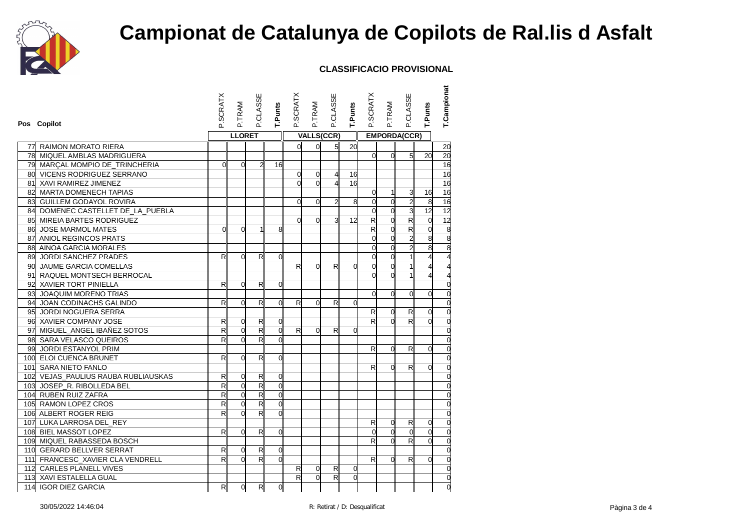# Campionat de Catalunya de Copilots de Ral.lis d Asfalt

**CLASSIFICACIO PROVISIONAL**

| Pos | Copilot | LLORET P.SCRATX | LLORET P.TRAM | LLORET P.CLASSE | LLORET T.Punts | VALLS(CCR) P.SCRATX | VALLS(CCR) P.TRAM | VALLS(CCR) P.CLASSE | VALLS(CCR) T.Punts | EMPORDA(CCR) P.SCRATX | EMPORDA(CCR) P.TRAM | EMPORDA(CCR) P.CLASSE | EMPORDA(CCR) T.Punts | T.Campionat |
|---|---|---|---|---|---|---|---|---|---|---|---|---|---|---|
| 77 | RAIMON MORATO RIERA | | | | | 0 | 0 | 5 | 20 | | | | | 20 |
| 78 | MIQUEL AMBLAS MADRIGUERA | | | | | | | | | 0 | 0 | 5 | 20 | 20 |
| 79 | MARÇAL MOMPIO DE_TRINCHERIA | 0 | 0 | 2 | 16 | | | | | | | | | 16 |
| 80 | VICENS RODRIGUEZ SERRANO | | | | | 0 | 0 | 4 | 16 | | | | | 16 |
| 81 | XAVI RAMIREZ JIMENEZ | | | | | 0 | 0 | 4 | 16 | | | | | 16 |
| 82 | MARTA DOMENECH TAPIAS | | | | | | | | | 0 | 1 | 3 | 16 | 16 |
| 83 | GUILLEM GODAYOL ROVIRA | | | | | 0 | 0 | 2 | 8 | 0 | 0 | 2 | 8 | 16 |
| 84 | DOMENEC CASTELLET DE_LA_PUEBLA | | | | | | | | | 0 | 0 | 3 | 12 | 12 |
| 85 | MIREIA BARTES RODRIGUEZ | | | | | 0 | 0 | 3 | 12 | R | 0 | R | 0 | 12 |
| 86 | JOSE MARMOL MATES | 0 | 0 | 1 | 8 | | | | | R | 0 | R | 0 | 8 |
| 87 | ANIOL REGINCOS PRATS | | | | | | | | | 0 | 0 | 2 | 8 | 8 |
| 88 | AINOA GARCIA MORALES | | | | | | | | | 0 | 0 | 2 | 8 | 8 |
| 89 | JORDI SANCHEZ PRADES | R | 0 | R | 0 | | | | | 0 | 0 | 1 | 4 | 4 |
| 90 | JAUME GARCIA COMELLAS | | | | | R | 0 | R | 0 | 0 | 0 | 1 | 4 | 4 |
| 91 | RAQUEL MONTSECH BERROCAL | | | | | | | | | 0 | 0 | 1 | 4 | 4 |
| 92 | XAVIER TORT PINIELLA | R | 0 | R | 0 | | | | | | | | | 0 |
| 93 | JOAQUIM MORENO TRIAS | | | | | | | | | 0 | 0 | 0 | 0 | 0 |
| 94 | JOAN CODINACHS GALINDO | R | 0 | R | 0 | R | 0 | R | 0 | | | | | 0 |
| 95 | JORDI NOGUERA SERRA | | | | | | | | | R | 0 | R | 0 | 0 |
| 96 | XAVIER COMPANY JOSE | R | 0 | R | 0 | | | | | R | 0 | R | 0 | 0 |
| 97 | MIGUEL_ANGEL IBAÑEZ SOTOS | R | 0 | R | 0 | R | 0 | R | 0 | | | | | 0 |
| 98 | SARA VELASCO QUEIROS | R | 0 | R | 0 | | | | | | | | | 0 |
| 99 | JORDI ESTANYOL PRIM | | | | | | | | | R | 0 | R | 0 | 0 |
| 100 | ELOI CUENCA BRUNET | R | 0 | R | 0 | | | | | | | | | 0 |
| 101 | SARA NIETO FANLO | | | | | | | | | R | 0 | R | 0 | 0 |
| 102 | VEJAS_PAULIUS RAUBA RUBLIAUSKAS | R | 0 | R | 0 | | | | | | | | | 0 |
| 103 | JOSEP_R. RIBOLLEDA BEL | R | 0 | R | 0 | | | | | | | | | 0 |
| 104 | RUBEN RUIZ ZAFRA | R | 0 | R | 0 | | | | | | | | | 0 |
| 105 | RAMON LOPEZ CROS | R | 0 | R | 0 | | | | | | | | | 0 |
| 106 | ALBERT ROGER REIG | R | 0 | R | 0 | | | | | | | | | 0 |
| 107 | LUKA LARROSA DEL_REY | | | | | | | | | R | 0 | R | 0 | 0 |
| 108 | BIEL MASSOT LOPEZ | R | 0 | R | 0 | | | | | 0 | 0 | 0 | 0 | 0 |
| 109 | MIQUEL RABASSEDA BOSCH | | | | | | | | | R | 0 | R | 0 | 0 |
| 110 | GERARD BELLVER SERRAT | R | 0 | R | 0 | | | | | | | | | 0 |
| 111 | FRANCESC_XAVIER CLA VENDRELL | R | 0 | R | 0 | | | | | R | 0 | R | 0 | 0 |
| 112 | CARLES PLANELL VIVES | | | | | R | 0 | R | 0 | | | | | 0 |
| 113 | XAVI ESTALELLA GUAL | | | | | R | 0 | R | 0 | | | | | 0 |
| 114 | IGOR DIEZ GARCIA | R | 0 | R | 0 | | | | | | | | | 0 |

30/05/2022 14:46:04

R: Retirat / D: Desqualificat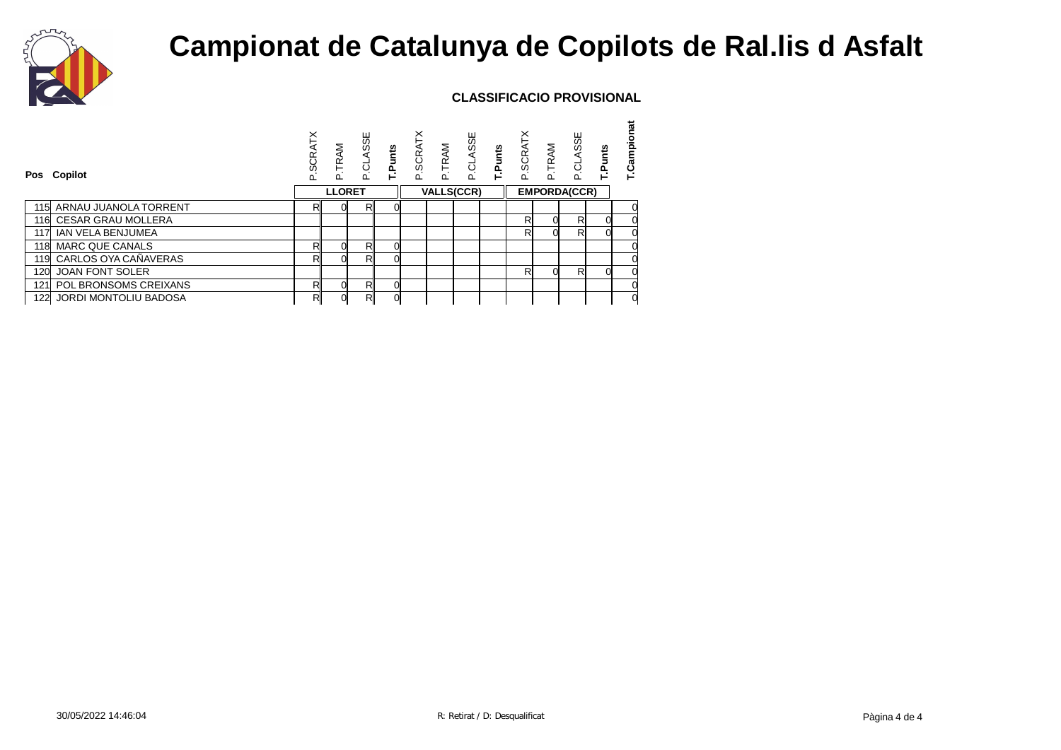# Campionat de Catalunya de Copilots de Ral.lis d Asfalt

**CLASSIFICACIO PROVISIONAL**

| Pos | Copilot | P.SCRATX | P.TRAM | P.CLASSE | T.Punts | P.SCRATX | P.TRAM | P.CLASSE | T.Punts | P.SCRATX | P.TRAM | P.CLASSE | T.Punts | T.Campionat |
|---|---|---|---|---|---|---|---|---|---|---|---|---|---|---|
| | | LLORET | | | | VALLS(CCR) | | | | EMPORDA(CCR) | | | | |
| 115 | ARNAU JUANOLA TORRENT | R | 0 | R | 0 | | | | | | | | | 0 |
| 116 | CESAR GRAU MOLLERA | | | | | | | | | R | 0 | R | 0 | 0 |
| 117 | IAN VELA BENJUMEA | | | | | | | | | R | 0 | R | 0 | 0 |
| 118 | MARC QUE CANALS | R | 0 | R | 0 | | | | | | | | | 0 |
| 119 | CARLOS OYA CAÑAVERAS | R | 0 | R | 0 | | | | | | | | | 0 |
| 120 | JOAN FONT SOLER | | | | | | | | | R | 0 | R | 0 | 0 |
| 121 | POL BRONSOMS CREIXANS | R | 0 | R | 0 | | | | | | | | | 0 |
| 122 | JORDI MONTOLIU BADOSA | R | 0 | R | 0 | | | | | | | | | 0 |

30/05/2022 14:46:04

R: Retirat / D: Desqualificat